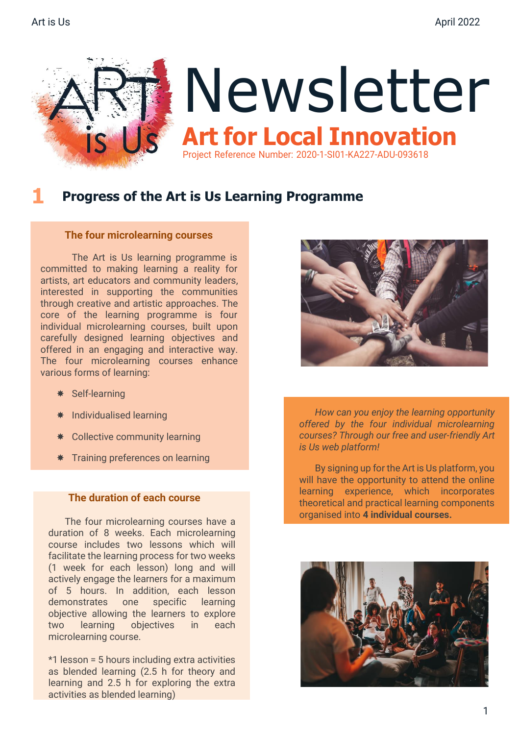# Newsletter

## Art for Local Innovation

Project Reference Number: 2020-1-SI01-KA227-ADU-093618

## 1 Progress of the Art is Us Learning Programme

### The four microlearning courses

The Art is Us learning programme is committed to making learning a reality for artists, art educators and community leaders, interested in supporting the communities through creative and artistic approaches. The core of the learning programme is four individual microlearning courses, built upon carefully designed learning objectives and offered in an engaging and interactive way. The four microlearning courses enhance various forms of learning:

- Self-learning
- Individualised learning
- Collective community learning
- Training preferences on learning

*How can you enjoy the learning opportunity offered by the four individual microlearning courses? Through our free and user-friendly Art is Us web platform!*

By signing up for the Art is Us platform, you will have the opportunity to attend the online learning experience, which incorporates theoretical and practical learning components organised into **4 individual courses.**

### The duration of each course

The four microlearning courses have a duration of 8 weeks. Each microlearning course includes two lessons which will facilitate the learning process for two weeks (1 week for each lesson) long and will actively engage the learners for a maximum of 5 hours. In addition, each lesson demonstrates one specific learning objective allowing the learners to explore two learning objectives in each microlearning course.

*1 lesson = 5 hours including extra activities as blended learning (2.5 h for theory and learning and 2.5 h for exploring the extra activities as blended learning)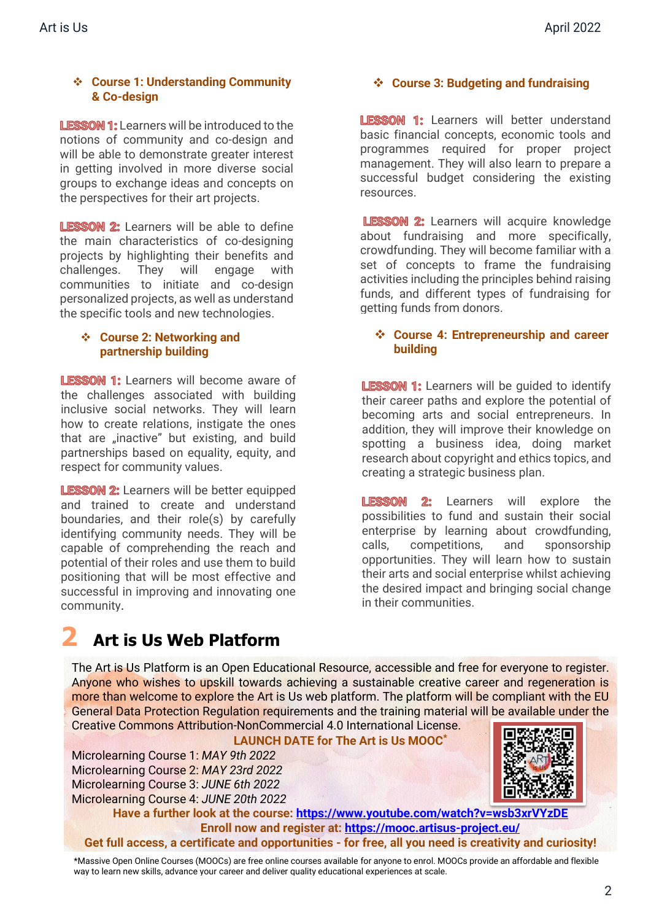### ❖ Course 1: Understanding Community & Co-design

**LESSON 1:** Learners will be introduced to the notions of community and co-design and will be able to demonstrate greater interest in getting involved in more diverse social groups to exchange ideas and concepts on the perspectives for their art projects.

**LESSON 2:** Learners will be able to define the main characteristics of co-designing projects by highlighting their benefits and challenges. They will engage with communities to initiate and co-design personalized projects, as well as understand the specific tools and new technologies.

### ❖ Course 2: Networking and partnership building

**LESSON 1:** Learners will become aware of the challenges associated with building inclusive social networks. They will learn how to create relations, instigate the ones that are „inactive" but existing, and build partnerships based on equality, equity, and respect for community values.

**LESSON 2:** Learners will be better equipped and trained to create and understand boundaries, and their role(s) by carefully identifying community needs. They will be capable of comprehending the reach and potential of their roles and use them to build positioning that will be most effective and successful in improving and innovating one community.

### ❖ Course 3: Budgeting and fundraising

**LESSON 1:** Learners will better understand basic financial concepts, economic tools and programmes required for proper project management. They will also learn to prepare a successful budget considering the existing resources.

**LESSON 2:** Learners will acquire knowledge about fundraising and more specifically, crowdfunding. They will become familiar with a set of concepts to frame the fundraising activities including the principles behind raising funds, and different types of fundraising for getting funds from donors.

### ❖ Course 4: Entrepreneurship and career building

**LESSON 1:** Learners will be guided to identify their career paths and explore the potential of becoming arts and social entrepreneurs. In addition, they will improve their knowledge on spotting a business idea, doing market research about copyright and ethics topics, and creating a strategic business plan.

**LESSON 2:** Learners will explore the possibilities to fund and sustain their social enterprise by learning about crowdfunding, calls, competitions, and sponsorship opportunities. They will learn how to sustain their arts and social enterprise whilst achieving the desired impact and bringing social change in their communities.

## 2 Art is Us Web Platform

The Art is Us Platform is an Open Educational Resource, accessible and free for everyone to register. Anyone who wishes to upskill towards achieving a sustainable creative career and regeneration is more than welcome to explore the Art is Us web platform. The platform will be compliant with the EU General Data Protection Regulation requirements and the training material will be available under the Creative Commons Attribution-NonCommercial 4.0 International License.

**LAUNCH DATE for The Art is Us MOOC***

Microlearning Course 1: *MAY 9th 2022*
Microlearning Course 2: *MAY 23rd 2022*
Microlearning Course 3: *JUNE 6th 2022*
Microlearning Course 4: *JUNE 20th 2022*

**Have a further look at the course: https://www.youtube.com/watch?v=wsb3xrVYzDE**

**Enroll now and register at: https://mooc.artisus-project.eu/**

**Get full access, a certificate and opportunities - for free, all you need is creativity and curiosity!**

*Massive Open Online Courses (MOOCs) are free online courses available for anyone to enrol. MOOCs provide an affordable and flexible way to learn new skills, advance your career and deliver quality educational experiences at scale.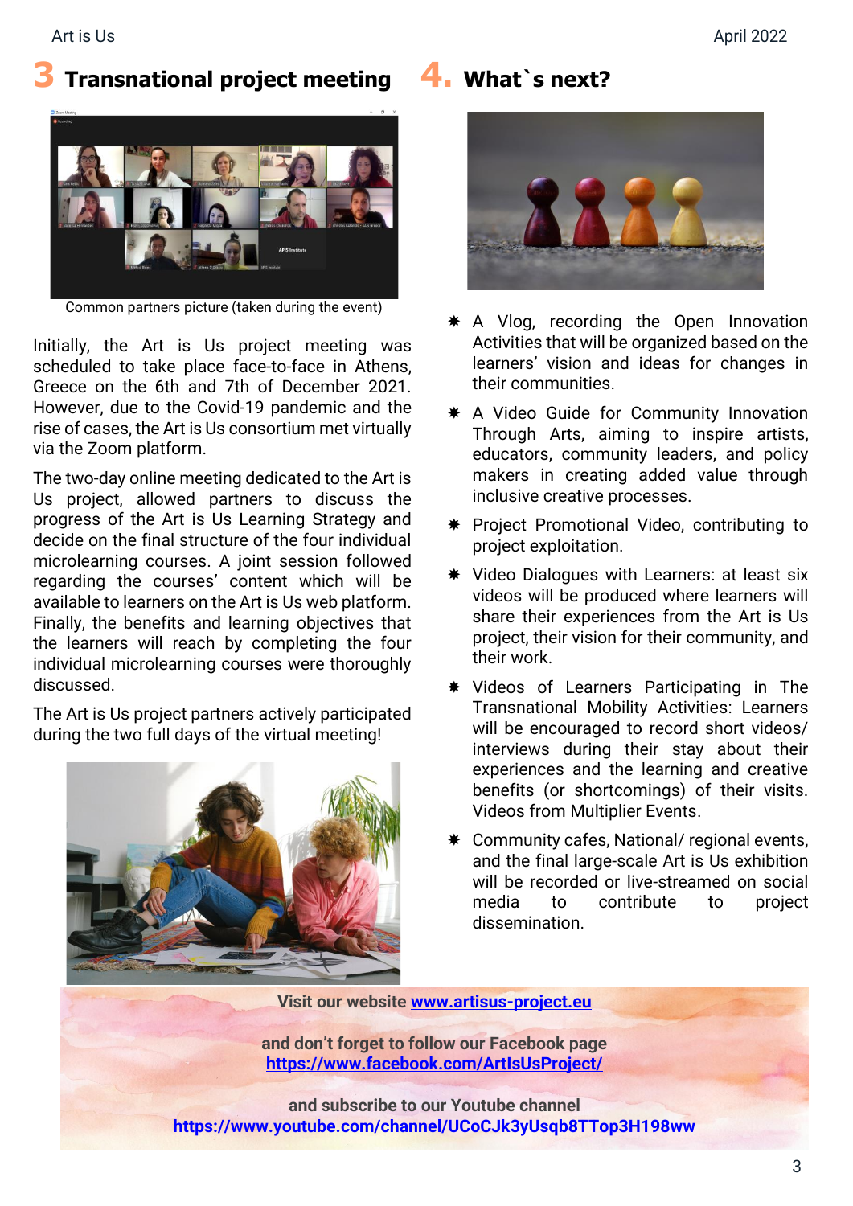## 3 Transnational project meeting

Common partners picture (taken during the event)

Initially, the Art is Us project meeting was scheduled to take place face-to-face in Athens, Greece on the 6th and 7th of December 2021. However, due to the Covid-19 pandemic and the rise of cases, the Art is Us consortium met virtually via the Zoom platform.

The two-day online meeting dedicated to the Art is Us project, allowed partners to discuss the progress of the Art is Us Learning Strategy and decide on the final structure of the four individual microlearning courses. A joint session followed regarding the courses' content which will be available to learners on the Art is Us web platform. Finally, the benefits and learning objectives that the learners will reach by completing the four individual microlearning courses were thoroughly discussed.

The Art is Us project partners actively participated during the two full days of the virtual meeting!

## 4. What`s next?

- A Vlog, recording the Open Innovation Activities that will be organized based on the learners' vision and ideas for changes in their communities.
- A Video Guide for Community Innovation Through Arts, aiming to inspire artists, educators, community leaders, and policy makers in creating added value through inclusive creative processes.
- Project Promotional Video, contributing to project exploitation.
- Video Dialogues with Learners: at least six videos will be produced where learners will share their experiences from the Art is Us project, their vision for their community, and their work.
- Videos of Learners Participating in The Transnational Mobility Activities: Learners will be encouraged to record short videos/ interviews during their stay about their experiences and the learning and creative benefits (or shortcomings) of their visits. Videos from Multiplier Events.
- Community cafes, National/ regional events, and the final large-scale Art is Us exhibition will be recorded or live-streamed on social media to contribute to project dissemination.

**Visit our website [www.artisus-project.eu](http://www.artisus-project.eu)**

**and don't forget to follow our Facebook page**
**[https://www.facebook.com/ArtIsUsProject/](https://www.facebook.com/ArtIsUsProject/)**

**and subscribe to our Youtube channel**
**[https://www.youtube.com/channel/UCoCJk3yUsqb8TTop3H198ww](https://www.youtube.com/channel/UCoCJk3yUsqb8TTop3H198ww)**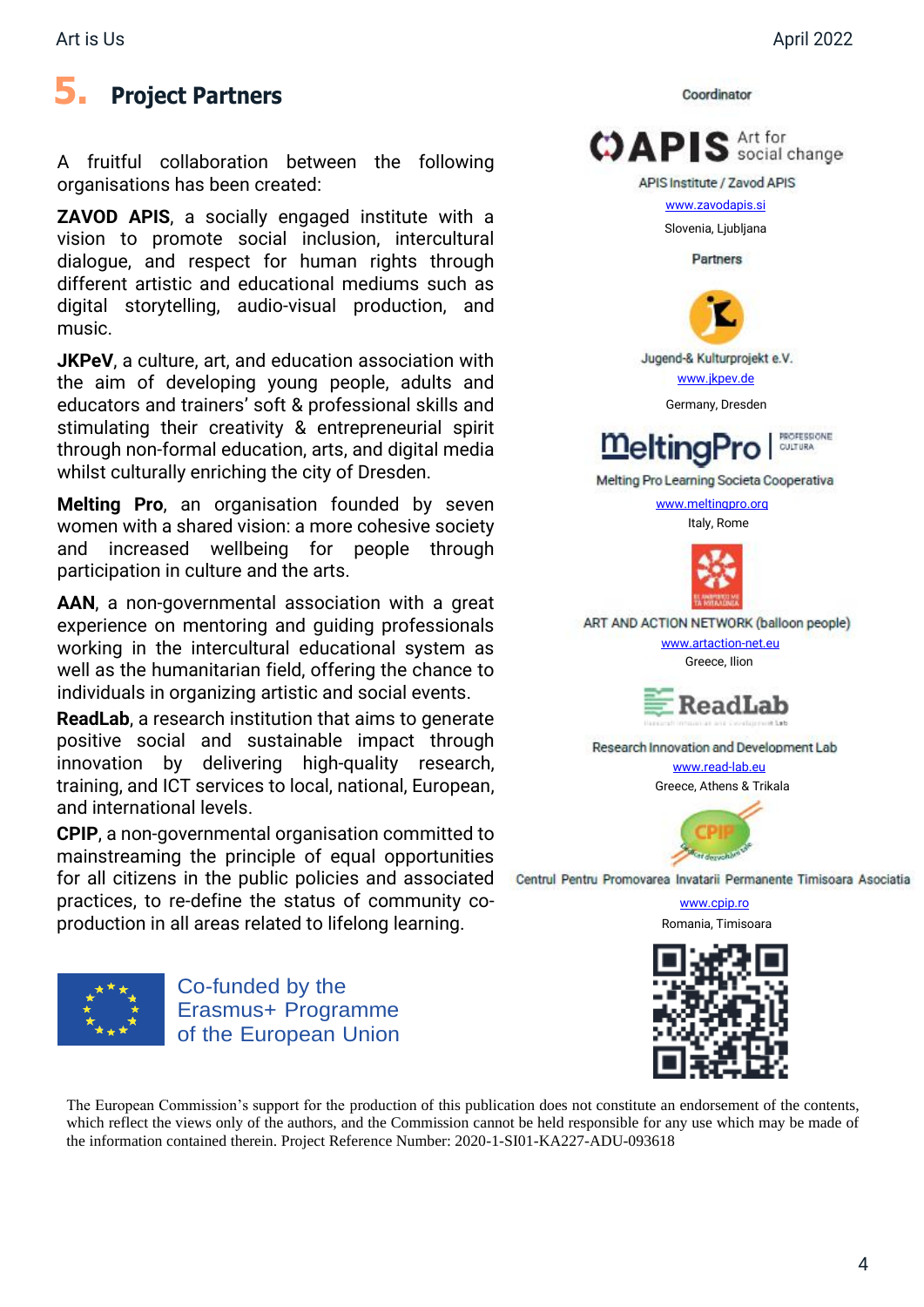## 5. Project Partners

A fruitful collaboration between the following organisations has been created:

**ZAVOD APIS**, a socially engaged institute with a vision to promote social inclusion, intercultural dialogue, and respect for human rights through different artistic and educational mediums such as digital storytelling, audio-visual production, and music.

**JKPeV**, a culture, art, and education association with the aim of developing young people, adults and educators and trainers' soft & professional skills and stimulating their creativity & entrepreneurial spirit through non-formal education, arts, and digital media whilst culturally enriching the city of Dresden.

**Melting Pro**, an organisation founded by seven women with a shared vision: a more cohesive society and increased wellbeing for people through participation in culture and the arts.

**AAN**, a non-governmental association with a great experience on mentoring and guiding professionals working in the intercultural educational system as well as the humanitarian field, offering the chance to individuals in organizing artistic and social events.

**ReadLab**, a research institution that aims to generate positive social and sustainable impact through innovation by delivering high-quality research, training, and ICT services to local, national, European, and international levels.

**CPIP**, a non-governmental organisation committed to mainstreaming the principle of equal opportunities for all citizens in the public policies and associated practices, to re-define the status of community co-production in all areas related to lifelong learning.

Co-funded by the Erasmus+ Programme of the European Union

Coordinator

APIS Art for social change

APIS Institute / Zavod APIS
www.zavodapis.si
Slovenia, Ljubljana

Partners

Jugend-& Kulturprojekt e.V.
www.jkpev.de
Germany, Dresden

MeltingPro | PROFESSIONE CULTURA
Melting Pro Learning Societa Cooperativa
www.meltingpro.org
Italy, Rome

ART AND ACTION NETWORK (balloon people)
www.artaction-net.eu
Greece, Ilion

ReadLab
Research Innovation and Development Lab
www.read-lab.eu
Greece, Athens & Trikala

CPIP
Centrul Pentru Promovarea Invatarii Permanente Timisoara Asociatia
www.cpip.ro
Romania, Timisoara

The European Commission's support for the production of this publication does not constitute an endorsement of the contents, which reflect the views only of the authors, and the Commission cannot be held responsible for any use which may be made of the information contained therein. Project Reference Number: 2020-1-SI01-KA227-ADU-093618